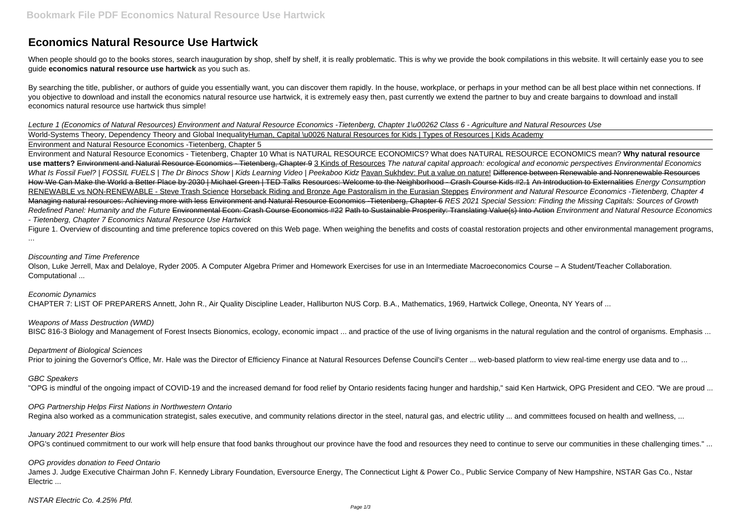# Economics Natural Resource Use Hartwick

When people should go to the books stores, search inauguration by shop, shelf by shelf, it is really problematic. This is why we provide the book compilations in this website. It will certainly ease you to see guide **economics natural resource use hartwick** as you such as.

By searching the title, publisher, or authors of guide you essentially want, you can discover them rapidly. In the house, workplace, or perhaps in your method can be all best place within net connections. If you objective to download and install the economics natural resource use hartwick, it is extremely easy then, past currently we extend the partner to buy and create bargains to download and install economics natural resource use hartwick thus simple!

*Lecture 1 (Economics of Natural Resources) Environment and Natural Resource Economics -Tietenberg, Chapter 1\u00262 Class 6 - Agriculture and Natural Resources Use*

World-Systems Theory, Dependency Theory and Global Inequality Human, Capital \u0026 Natural Resources for Kids | Types of Resources | Kids Academy

Environment and Natural Resource Economics -Tietenberg, Chapter 5

Environment and Natural Resource Economics - Tietenberg, Chapter 10 What is NATURAL RESOURCE ECONOMICS? What does NATURAL RESOURCE ECONOMICS mean? **Why natural resource use matters?** ~~Environment and Natural Resource Economics - Tietenberg, Chapter 9~~ 3 Kinds of Resources *The natural capital approach: ecological and economic perspectives Environmental Economics What Is Fossil Fuel? | FOSSIL FUELS | The Dr Binocs Show | Kids Learning Video | Peekaboo Kidz* Pavan Sukhdev: Put a value on nature! ~~Difference between Renewable and Nonrenewable Resources~~ ~~How We Can Make the World a Better Place by 2030 | Michael Green | TED Talks~~ ~~Resources: Welcome to the Neighborhood - Crash Course Kids #2.1~~ ~~An Introduction to Externalities~~ *Energy Consumption* RENEWABLE vs NON-RENEWABLE - Steve Trash Science Horseback Riding and Bronze Age Pastoralism in the Eurasian Steppes *Environment and Natural Resource Economics -Tietenberg, Chapter 4* ~~Managing natural resources: Achieving more with less~~ ~~Environment and Natural Resource Economics -Tietenberg, Chapter 6~~ *RES 2021 Special Session: Finding the Missing Capitals: Sources of Growth Redefined Panel: Humanity and the Future* ~~Environmental Econ: Crash Course Economics #22~~ ~~Path to Sustainable Prosperity: Translating Value(s) Into Action~~ *Environment and Natural Resource Economics - Tietenberg, Chapter 7 Economics Natural Resource Use Hartwick*

Figure 1. Overview of discounting and time preference topics covered on this Web page. When weighing the benefits and costs of coastal restoration projects and other environmental management programs, ...

*Discounting and Time Preference*

Olson, Luke Jerrell, Max and Delaloye, Ryder 2005. A Computer Algebra Primer and Homework Exercises for use in an Intermediate Macroeconomics Course – A Student/Teacher Collaboration. Computational ...

*Economic Dynamics*

CHAPTER 7: LIST OF PREPARERS Annett, John R., Air Quality Discipline Leader, Halliburton NUS Corp. B.A., Mathematics, 1969, Hartwick College, Oneonta, NY Years of ...

*Weapons of Mass Destruction (WMD)*

BISC 816-3 Biology and Management of Forest Insects Bionomics, ecology, economic impact ... and practice of the use of living organisms in the natural regulation and the control of organisms. Emphasis ...

*Department of Biological Sciences*

Prior to joining the Governor's Office, Mr. Hale was the Director of Efficiency Finance at Natural Resources Defense Council's Center ... web-based platform to view real-time energy use data and to ...

*GBC Speakers*

"OPG is mindful of the ongoing impact of COVID-19 and the increased demand for food relief by Ontario residents facing hunger and hardship," said Ken Hartwick, OPG President and CEO. "We are proud ...

*OPG Partnership Helps First Nations in Northwestern Ontario*

Regina also worked as a communication strategist, sales executive, and community relations director in the steel, natural gas, and electric utility ... and committees focused on health and wellness, ...

*January 2021 Presenter Bios*

OPG's continued commitment to our work will help ensure that food banks throughout our province have the food and resources they need to continue to serve our communities in these challenging times." ...

*OPG provides donation to Feed Ontario*

James J. Judge Executive Chairman John F. Kennedy Library Foundation, Eversource Energy, The Connecticut Light & Power Co., Public Service Company of New Hampshire, NSTAR Gas Co., Nstar Electric ...

*NSTAR Electric Co. 4.25% Pfd.*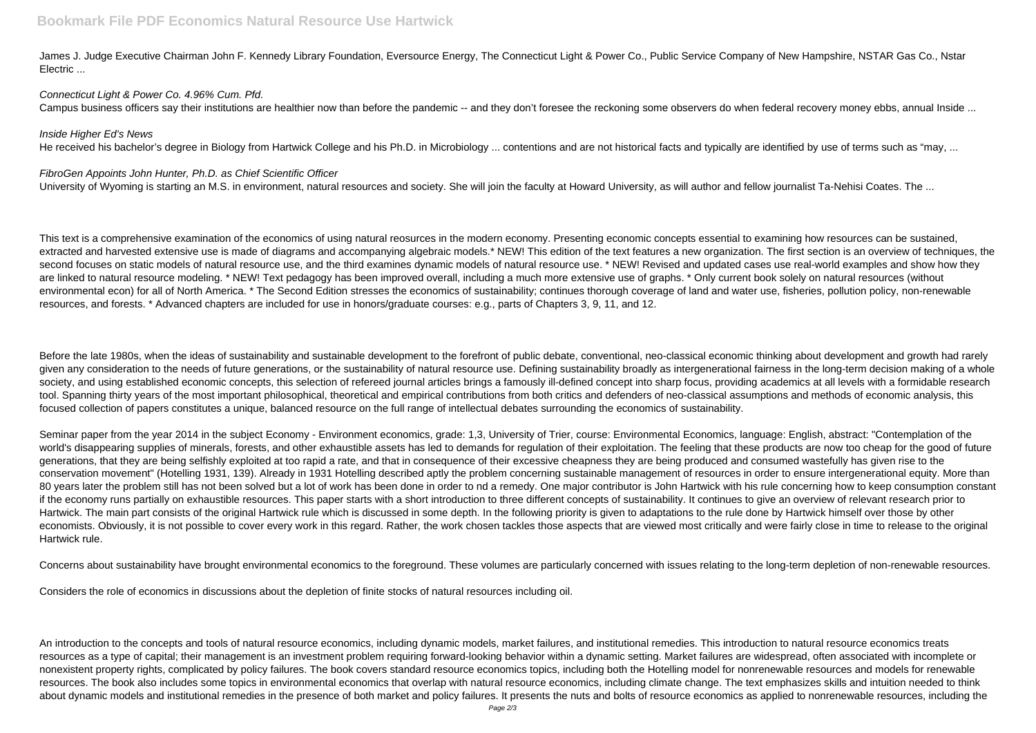James J. Judge Executive Chairman John F. Kennedy Library Foundation, Eversource Energy, The Connecticut Light & Power Co., Public Service Company of New Hampshire, NSTAR Gas Co., Nstar Electric ...

*Connecticut Light & Power Co. 4.96% Cum. Pfd.*

Campus business officers say their institutions are healthier now than before the pandemic -- and they don't foresee the reckoning some observers do when federal recovery money ebbs, annual Inside ...

*Inside Higher Ed's News*

He received his bachelor's degree in Biology from Hartwick College and his Ph.D. in Microbiology ... contentions and are not historical facts and typically are identified by use of terms such as "may, ...

*FibroGen Appoints John Hunter, Ph.D. as Chief Scientific Officer*

University of Wyoming is starting an M.S. in environment, natural resources and society. She will join the faculty at Howard University, as will author and fellow journalist Ta-Nehisi Coates. The ...

This text is a comprehensive examination of the economics of using natural reosurces in the modern economy. Presenting economic concepts essential to examining how resources can be sustained, extracted and harvested extensive use is made of diagrams and accompanying algebraic models.* NEW! This edition of the text features a new organization. The first section is an overview of techniques, the second focuses on static models of natural resource use, and the third examines dynamic models of natural resource use. * NEW! Revised and updated cases use real-world examples and show how they are linked to natural resource modeling. * NEW! Text pedagogy has been improved overall, including a much more extensive use of graphs. * Only current book solely on natural resources (without environmental econ) for all of North America. * The Second Edition stresses the economics of sustainability; continues thorough coverage of land and water use, fisheries, pollution policy, non-renewable resources, and forests. * Advanced chapters are included for use in honors/graduate courses: e.g., parts of Chapters 3, 9, 11, and 12.

Before the late 1980s, when the ideas of sustainability and sustainable development to the forefront of public debate, conventional, neo-classical economic thinking about development and growth had rarely given any consideration to the needs of future generations, or the sustainability of natural resource use. Defining sustainability broadly as intergenerational fairness in the long-term decision making of a whole society, and using established economic concepts, this selection of refereed journal articles brings a famously ill-defined concept into sharp focus, providing academics at all levels with a formidable research tool. Spanning thirty years of the most important philosophical, theoretical and empirical contributions from both critics and defenders of neo-classical assumptions and methods of economic analysis, this focused collection of papers constitutes a unique, balanced resource on the full range of intellectual debates surrounding the economics of sustainability.

Seminar paper from the year 2014 in the subject Economy - Environment economics, grade: 1,3, University of Trier, course: Environmental Economics, language: English, abstract: "Contemplation of the world's disappearing supplies of minerals, forests, and other exhaustible assets has led to demands for regulation of their exploitation. The feeling that these products are now too cheap for the good of future generations, that they are being selfishly exploited at too rapid a rate, and that in consequence of their excessive cheapness they are being produced and consumed wastefully has given rise to the conservation movement" (Hotelling 1931, 139). Already in 1931 Hotelling described aptly the problem concerning sustainable management of resources in order to ensure intergenerational equity. More than 80 years later the problem still has not been solved but a lot of work has been done in order to nd a remedy. One major contributor is John Hartwick with his rule concerning how to keep consumption constant if the economy runs partially on exhaustible resources. This paper starts with a short introduction to three different concepts of sustainability. It continues to give an overview of relevant research prior to Hartwick. The main part consists of the original Hartwick rule which is discussed in some depth. In the following priority is given to adaptations to the rule done by Hartwick himself over those by other economists. Obviously, it is not possible to cover every work in this regard. Rather, the work chosen tackles those aspects that are viewed most critically and were fairly close in time to release to the original Hartwick rule.

Concerns about sustainability have brought environmental economics to the foreground. These volumes are particularly concerned with issues relating to the long-term depletion of non-renewable resources.

Considers the role of economics in discussions about the depletion of finite stocks of natural resources including oil.

An introduction to the concepts and tools of natural resource economics, including dynamic models, market failures, and institutional remedies. This introduction to natural resource economics treats resources as a type of capital; their management is an investment problem requiring forward-looking behavior within a dynamic setting. Market failures are widespread, often associated with incomplete or nonexistent property rights, complicated by policy failures. The book covers standard resource economics topics, including both the Hotelling model for nonrenewable resources and models for renewable resources. The book also includes some topics in environmental economics that overlap with natural resource economics, including climate change. The text emphasizes skills and intuition needed to think about dynamic models and institutional remedies in the presence of both market and policy failures. It presents the nuts and bolts of resource economics as applied to nonrenewable resources, including the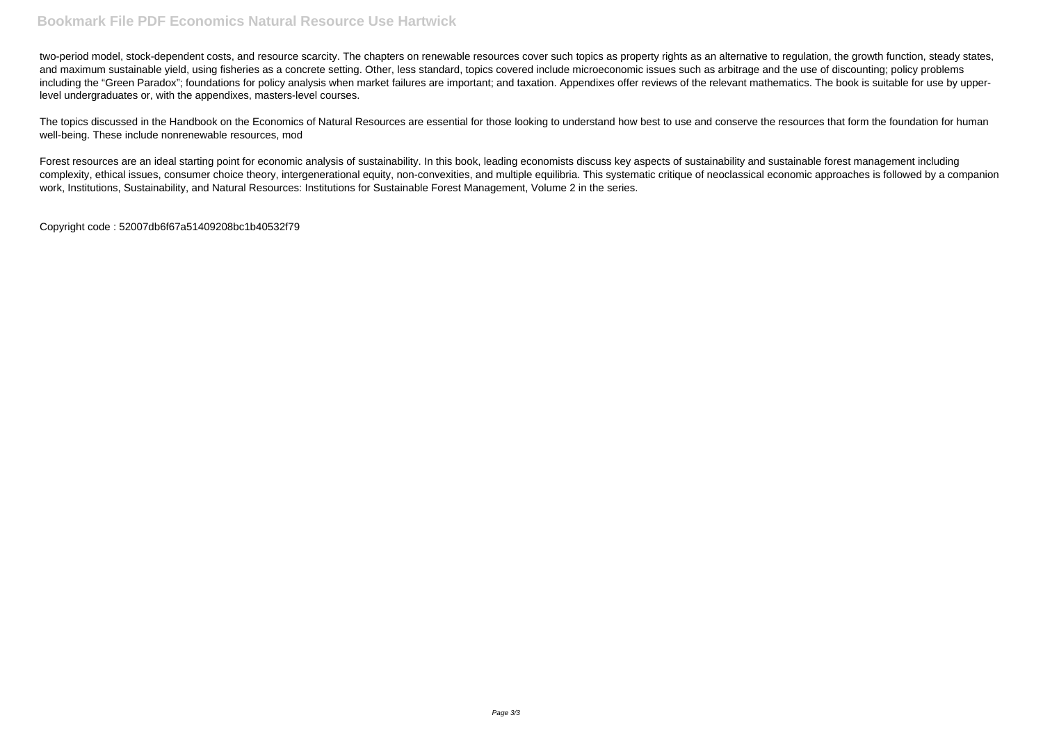two-period model, stock-dependent costs, and resource scarcity. The chapters on renewable resources cover such topics as property rights as an alternative to regulation, the growth function, steady states, and maximum sustainable yield, using fisheries as a concrete setting. Other, less standard, topics covered include microeconomic issues such as arbitrage and the use of discounting; policy problems including the "Green Paradox"; foundations for policy analysis when market failures are important; and taxation. Appendixes offer reviews of the relevant mathematics. The book is suitable for use by upper-level undergraduates or, with the appendixes, masters-level courses.

The topics discussed in the Handbook on the Economics of Natural Resources are essential for those looking to understand how best to use and conserve the resources that form the foundation for human well-being. These include nonrenewable resources, mod

Forest resources are an ideal starting point for economic analysis of sustainability. In this book, leading economists discuss key aspects of sustainability and sustainable forest management including complexity, ethical issues, consumer choice theory, intergenerational equity, non-convexities, and multiple equilibria. This systematic critique of neoclassical economic approaches is followed by a companion work, Institutions, Sustainability, and Natural Resources: Institutions for Sustainable Forest Management, Volume 2 in the series.

Copyright code : 52007db6f67a51409208bc1b40532f79